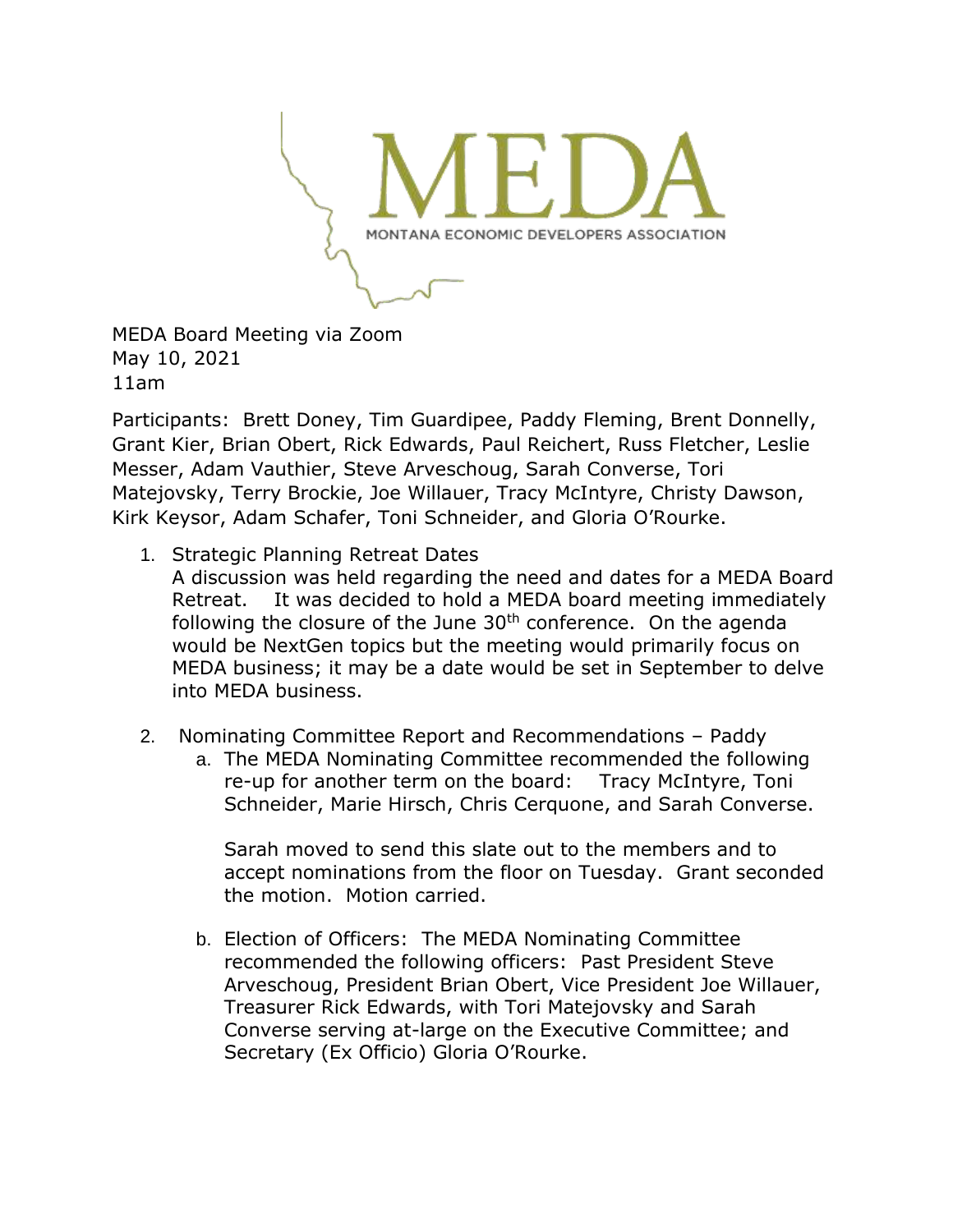MEDA

MONTANA ECONOMIC DEVELOPERS ASSOCIATION

MEDA Board Meeting via Zoom
May 10, 2021
11am

Participants: Brett Doney, Tim Guardipee, Paddy Fleming, Brent Donnelly, Grant Kier, Brian Obert, Rick Edwards, Paul Reichert, Russ Fletcher, Leslie Messer, Adam Vauthier, Steve Arveschoug, Sarah Converse, Tori Matejovsky, Terry Brockie, Joe Willauer, Tracy McIntyre, Christy Dawson, Kirk Keysor, Adam Schafer, Toni Schneider, and Gloria O'Rourke.

1. Strategic Planning Retreat Dates
   A discussion was held regarding the need and dates for a MEDA Board Retreat. It was decided to hold a MEDA board meeting immediately following the closure of the June 30th conference. On the agenda would be NextGen topics but the meeting would primarily focus on MEDA business; it may be a date would be set in September to delve into MEDA business.

2. Nominating Committee Report and Recommendations – Paddy
   a. The MEDA Nominating Committee recommended the following re-up for another term on the board: Tracy McIntyre, Toni Schneider, Marie Hirsch, Chris Cerquone, and Sarah Converse.

      Sarah moved to send this slate out to the members and to accept nominations from the floor on Tuesday. Grant seconded the motion. Motion carried.

   b. Election of Officers: The MEDA Nominating Committee recommended the following officers: Past President Steve Arveschoug, President Brian Obert, Vice President Joe Willauer, Treasurer Rick Edwards, with Tori Matejovsky and Sarah Converse serving at-large on the Executive Committee; and Secretary (Ex Officio) Gloria O'Rourke.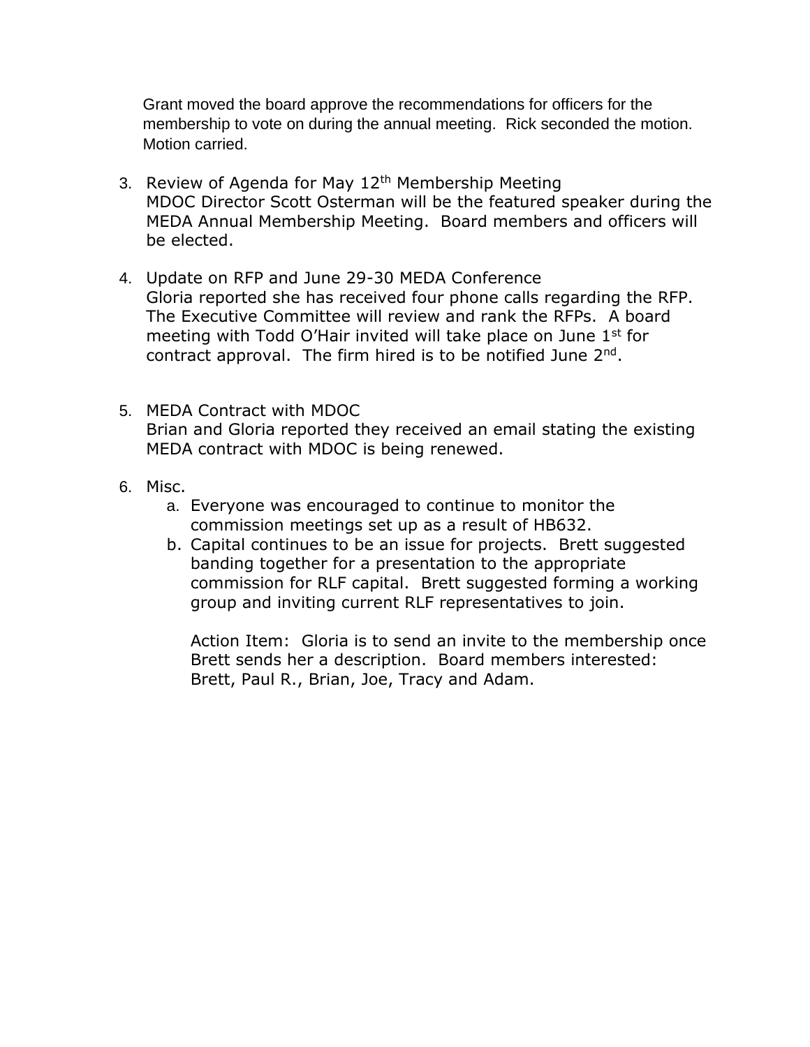Grant moved the board approve the recommendations for officers for the membership to vote on during the annual meeting. Rick seconded the motion. Motion carried.

3. Review of Agenda for May 12th Membership Meeting
   MDOC Director Scott Osterman will be the featured speaker during the MEDA Annual Membership Meeting. Board members and officers will be elected.

4. Update on RFP and June 29-30 MEDA Conference
   Gloria reported she has received four phone calls regarding the RFP. The Executive Committee will review and rank the RFPs. A board meeting with Todd O'Hair invited will take place on June 1st for contract approval. The firm hired is to be notified June 2nd.

5. MEDA Contract with MDOC
   Brian and Gloria reported they received an email stating the existing MEDA contract with MDOC is being renewed.

6. Misc.
   a. Everyone was encouraged to continue to monitor the commission meetings set up as a result of HB632.
   b. Capital continues to be an issue for projects. Brett suggested banding together for a presentation to the appropriate commission for RLF capital. Brett suggested forming a working group and inviting current RLF representatives to join.

      Action Item: Gloria is to send an invite to the membership once Brett sends her a description. Board members interested: Brett, Paul R., Brian, Joe, Tracy and Adam.